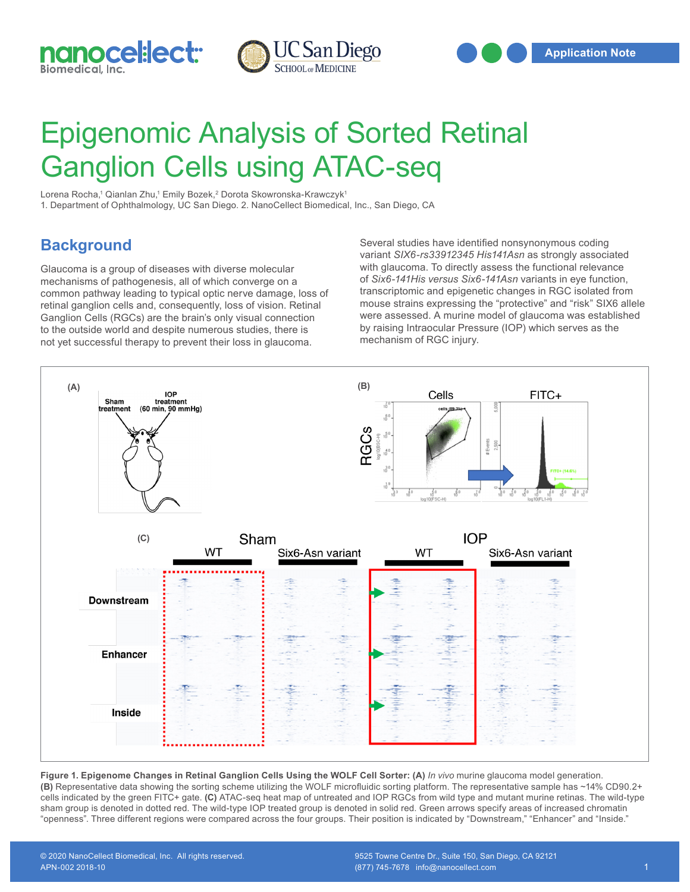Application Note

# Epigenomic Analysis of Sorted Retinal Ganglion Cells using ATAC-seq

Lorena Rocha,[1] Qianlan Zhu,[1] Emily Bozek,[2] Dorota Skowronska-Krawczyk[1]
1. Department of Ophthalmology, UC San Diego. 2. NanoCellect Biomedical, Inc., San Diego, CA

## Background

Glaucoma is a group of diseases with diverse molecular mechanisms of pathogenesis, all of which converge on a common pathway leading to typical optic nerve damage, loss of retinal ganglion cells and, consequently, loss of vision. Retinal Ganglion Cells (RGCs) are the brain's only visual connection to the outside world and despite numerous studies, there is not yet successful therapy to prevent their loss in glaucoma.

Several studies have identified nonsynonymous coding variant *SIX6-rs33912345 His141Asn* as strongly associated with glaucoma. To directly assess the functional relevance of *Six6-141His versus Six6-141Asn* variants in eye function, transcriptomic and epigenetic changes in RGC isolated from mouse strains expressing the "protective" and "risk" SIX6 allele were assessed. A murine model of glaucoma was established by raising Intraocular Pressure (IOP) which serves as the mechanism of RGC injury.

**Figure 1. Epigenome Changes in Retinal Ganglion Cells Using the WOLF Cell Sorter: (A)** *In vivo* murine glaucoma model generation. **(B)** Representative data showing the sorting scheme utilizing the WOLF microfluidic sorting platform. The representative sample has ~14% CD90.2+ cells indicated by the green FITC+ gate. **(C)** ATAC-seq heat map of untreated and IOP RGCs from wild type and mutant murine retinas. The wild-type sham group is denoted in dotted red. The wild-type IOP treated group is denoted in solid red. Green arrows specify areas of increased chromatin "openness". Three different regions were compared across the four groups. Their position is indicated by "Downstream," "Enhancer" and "Inside."

© 2020 NanoCellect Biomedical, Inc. All rights reserved.
APN-002 2018-10

9525 Towne Centre Dr., Suite 150, San Diego, CA 92121
(877) 745-7678 info@nanocellect.com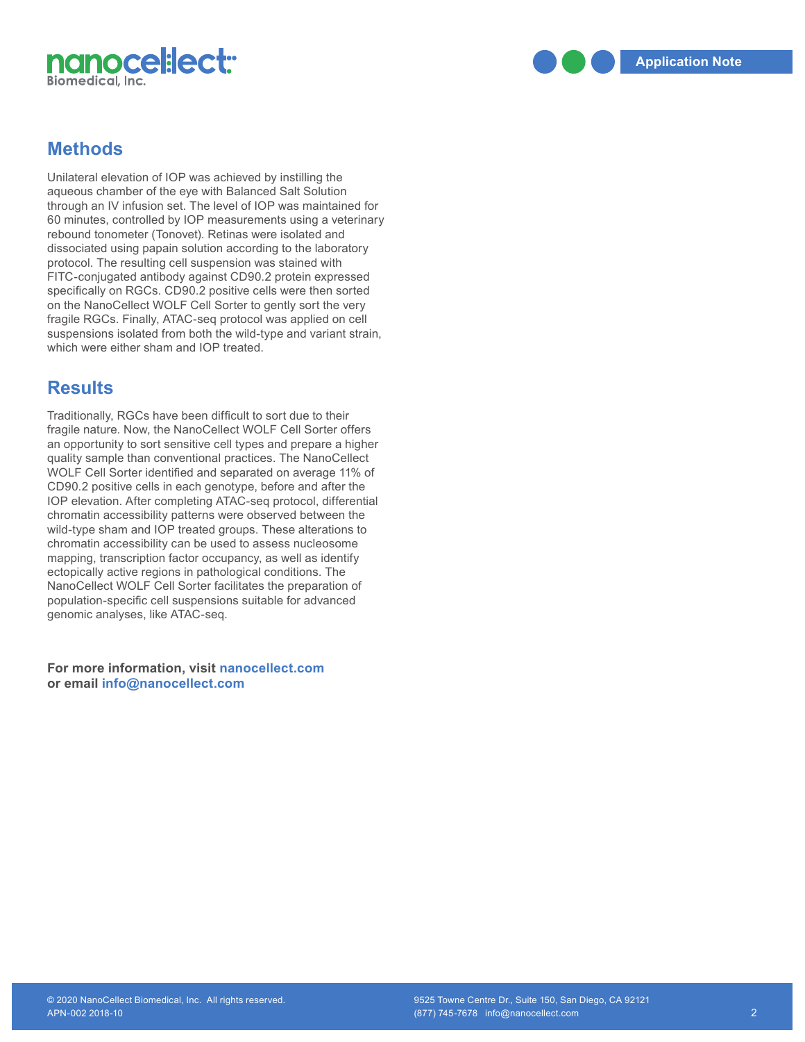## Methods

Unilateral elevation of IOP was achieved by instilling the aqueous chamber of the eye with Balanced Salt Solution through an IV infusion set. The level of IOP was maintained for 60 minutes, controlled by IOP measurements using a veterinary rebound tonometer (Tonovet). Retinas were isolated and dissociated using papain solution according to the laboratory protocol. The resulting cell suspension was stained with FITC-conjugated antibody against CD90.2 protein expressed specifically on RGCs. CD90.2 positive cells were then sorted on the NanoCellect WOLF Cell Sorter to gently sort the very fragile RGCs. Finally, ATAC-seq protocol was applied on cell suspensions isolated from both the wild-type and variant strain, which were either sham and IOP treated.

## Results

Traditionally, RGCs have been difficult to sort due to their fragile nature. Now, the NanoCellect WOLF Cell Sorter offers an opportunity to sort sensitive cell types and prepare a higher quality sample than conventional practices. The NanoCellect WOLF Cell Sorter identified and separated on average 11% of CD90.2 positive cells in each genotype, before and after the IOP elevation. After completing ATAC-seq protocol, differential chromatin accessibility patterns were observed between the wild-type sham and IOP treated groups. These alterations to chromatin accessibility can be used to assess nucleosome mapping, transcription factor occupancy, as well as identify ectopically active regions in pathological conditions. The NanoCellect WOLF Cell Sorter facilitates the preparation of population-specific cell suspensions suitable for advanced genomic analyses, like ATAC-seq.

**For more information, visit nanocellect.com**
**or email info@nanocellect.com**